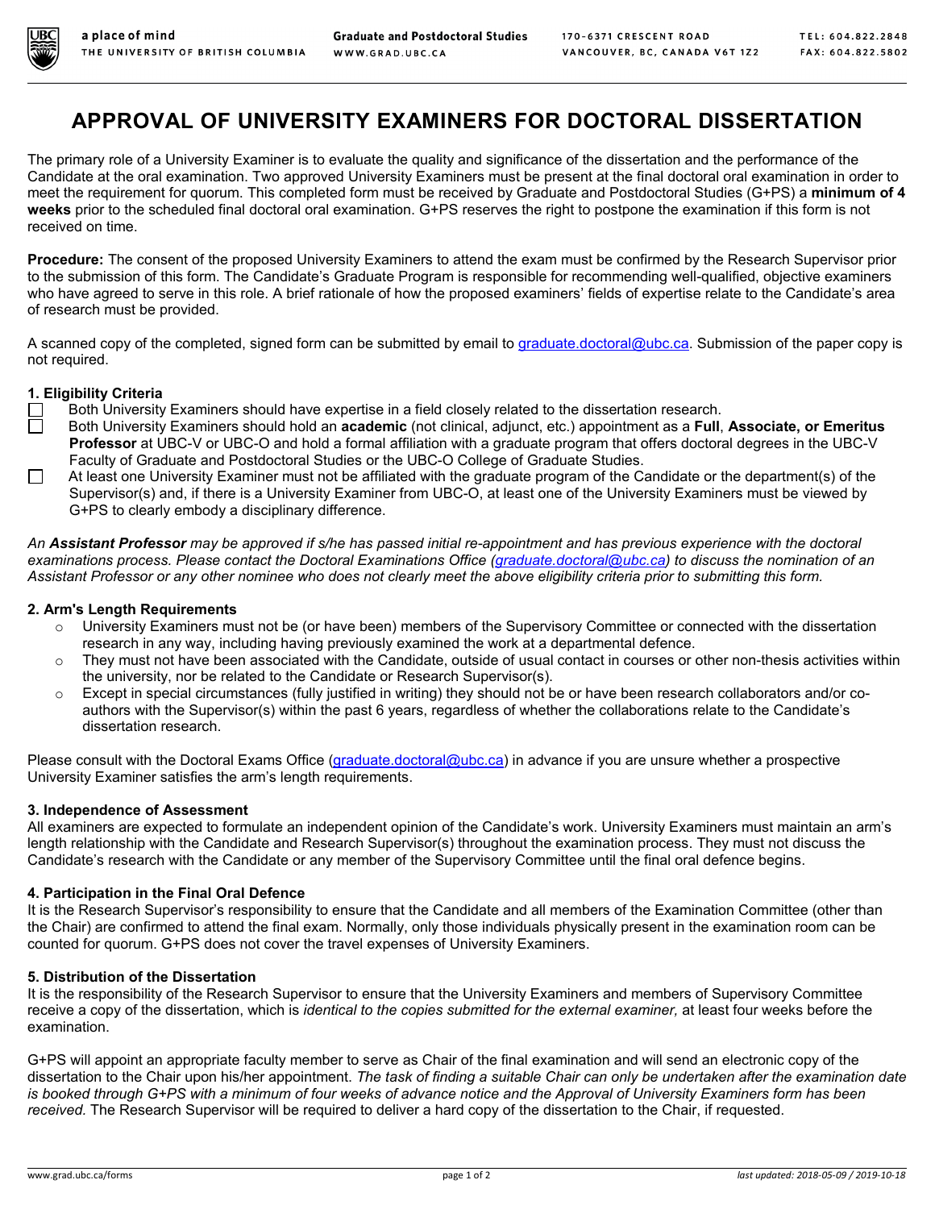a place of mind
THE UNIVERSITY OF BRITISH COLUMBIA

Graduate and Postdoctoral Studies
WWW.GRAD.UBC.CA

170-6371 CRESCENT ROAD
VANCOUVER, BC, CANADA V6T 1Z2

TEL: 604.822.2848
FAX: 604.822.5802

# APPROVAL OF UNIVERSITY EXAMINERS FOR DOCTORAL DISSERTATION

The primary role of a University Examiner is to evaluate the quality and significance of the dissertation and the performance of the Candidate at the oral examination. Two approved University Examiners must be present at the final doctoral oral examination in order to meet the requirement for quorum. This completed form must be received by Graduate and Postdoctoral Studies (G+PS) a **minimum of 4 weeks** prior to the scheduled final doctoral oral examination. G+PS reserves the right to postpone the examination if this form is not received on time.

**Procedure:** The consent of the proposed University Examiners to attend the exam must be confirmed by the Research Supervisor prior to the submission of this form. The Candidate's Graduate Program is responsible for recommending well-qualified, objective examiners who have agreed to serve in this role. A brief rationale of how the proposed examiners' fields of expertise relate to the Candidate's area of research must be provided.

A scanned copy of the completed, signed form can be submitted by email to graduate.doctoral@ubc.ca. Submission of the paper copy is not required.

### 1. Eligibility Criteria

- ☐ Both University Examiners should have expertise in a field closely related to the dissertation research.
- ☐ Both University Examiners should hold an **academic** (not clinical, adjunct, etc.) appointment as a **Full**, **Associate, or Emeritus Professor** at UBC-V or UBC-O and hold a formal affiliation with a graduate program that offers doctoral degrees in the UBC-V Faculty of Graduate and Postdoctoral Studies or the UBC-O College of Graduate Studies.
- ☐ At least one University Examiner must not be affiliated with the graduate program of the Candidate or the department(s) of the Supervisor(s) and, if there is a University Examiner from UBC-O, at least one of the University Examiners must be viewed by G+PS to clearly embody a disciplinary difference.

*An **Assistant Professor** may be approved if s/he has passed initial re-appointment and has previous experience with the doctoral examinations process. Please contact the Doctoral Examinations Office (graduate.doctoral@ubc.ca) to discuss the nomination of an Assistant Professor or any other nominee who does not clearly meet the above eligibility criteria prior to submitting this form.*

### 2. Arm's Length Requirements

- University Examiners must not be (or have been) members of the Supervisory Committee or connected with the dissertation research in any way, including having previously examined the work at a departmental defence.
- They must not have been associated with the Candidate, outside of usual contact in courses or other non-thesis activities within the university, nor be related to the Candidate or Research Supervisor(s).
- Except in special circumstances (fully justified in writing) they should not be or have been research collaborators and/or co-authors with the Supervisor(s) within the past 6 years, regardless of whether the collaborations relate to the Candidate's dissertation research.

Please consult with the Doctoral Exams Office (graduate.doctoral@ubc.ca) in advance if you are unsure whether a prospective University Examiner satisfies the arm's length requirements.

### 3. Independence of Assessment

All examiners are expected to formulate an independent opinion of the Candidate's work. University Examiners must maintain an arm's length relationship with the Candidate and Research Supervisor(s) throughout the examination process. They must not discuss the Candidate's research with the Candidate or any member of the Supervisory Committee until the final oral defence begins.

### 4. Participation in the Final Oral Defence

It is the Research Supervisor's responsibility to ensure that the Candidate and all members of the Examination Committee (other than the Chair) are confirmed to attend the final exam. Normally, only those individuals physically present in the examination room can be counted for quorum. G+PS does not cover the travel expenses of University Examiners.

### 5. Distribution of the Dissertation

It is the responsibility of the Research Supervisor to ensure that the University Examiners and members of Supervisory Committee receive a copy of the dissertation, which is *identical to the copies submitted for the external examiner,* at least four weeks before the examination.

G+PS will appoint an appropriate faculty member to serve as Chair of the final examination and will send an electronic copy of the dissertation to the Chair upon his/her appointment. *The task of finding a suitable Chair can only be undertaken after the examination date is booked through G+PS with a minimum of four weeks of advance notice and the Approval of University Examiners form has been received.* The Research Supervisor will be required to deliver a hard copy of the dissertation to the Chair, if requested.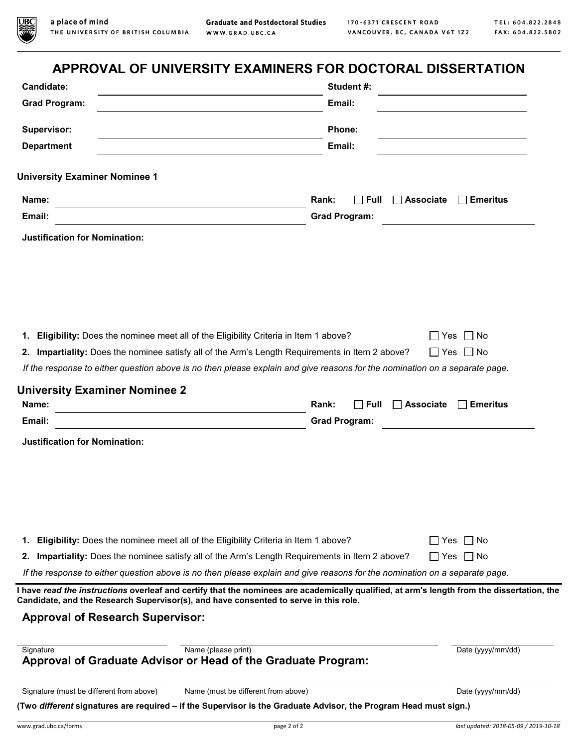# APPROVAL OF UNIVERSITY EXAMINERS FOR DOCTORAL DISSERTATION

**Candidate:** ______________________________ **Student #:** ____________________

**Grad Program:** ______________________________ **Email:** ____________________

**Supervisor:** ______________________________ **Phone:** ____________________

**Department** ______________________________ **Email:** ____________________

### University Examiner Nominee 1

**Name:** ______________________________ **Rank:** ☐ **Full** ☐ **Associate** ☐ **Emeritus**

**Email:** ______________________________ **Grad Program:** ____________________

**Justification for Nomination:**

1. **Eligibility:** Does the nominee meet all of the Eligibility Criteria in Item 1 above? ☐ Yes ☐ No
2. **Impartiality:** Does the nominee satisfy all of the Arm's Length Requirements in Item 2 above? ☐ Yes ☐ No

*If the response to either question above is no then please explain and give reasons for the nomination on a separate page.*

### University Examiner Nominee 2

**Name:** ______________________________ **Rank:** ☐ **Full** ☐ **Associate** ☐ **Emeritus**

**Email:** ______________________________ **Grad Program:** ____________________

**Justification for Nomination:**

1. **Eligibility:** Does the nominee meet all of the Eligibility Criteria in Item 1 above? ☐ Yes ☐ No
2. **Impartiality:** Does the nominee satisfy all of the Arm's Length Requirements in Item 2 above? ☐ Yes ☐ No

*If the response to either question above is no then please explain and give reasons for the nomination on a separate page.*

**I have *read the instructions* overleaf and certify that the nominees are academically qualified, at arm's length from the dissertation, the Candidate, and the Research Supervisor(s), and have consented to serve in this role.**

### Approval of Research Supervisor:

Signature ____________________ Name (please print) ____________________ Date (yyyy/mm/dd) ____________________

### Approval of Graduate Advisor or Head of the Graduate Program:

Signature (must be different from above) ____________________ Name (must be different from above) ____________________ Date (yyyy/mm/dd) ____________________

**(Two *different* signatures are required – if the Supervisor is the Graduate Advisor, the Program Head must sign.)**